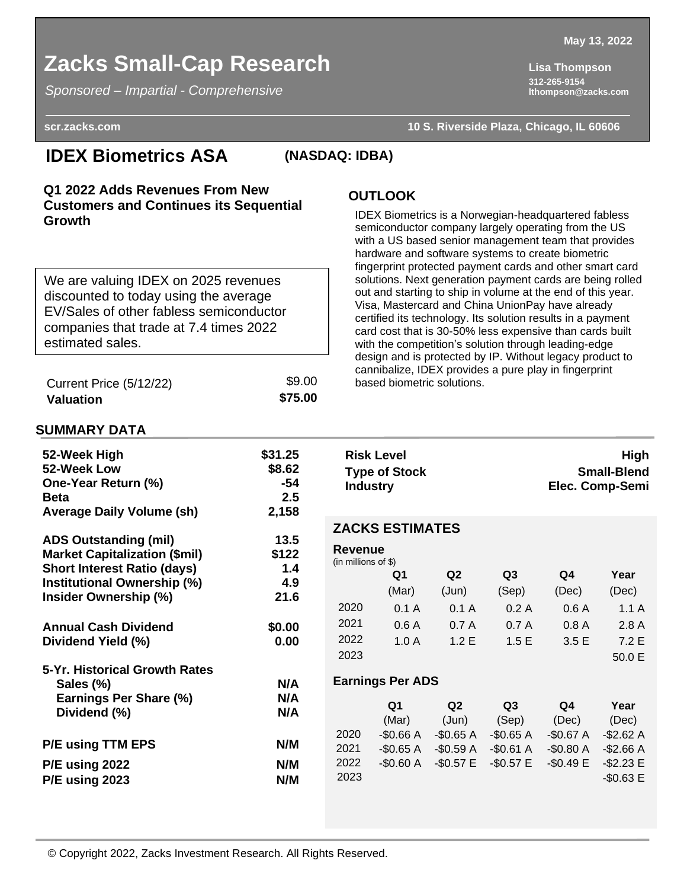May 13, 2022

# Zacks Small-Cap Research

*Sponsored – Impartial - Comprehensive*

Lisa Thompson
312-265-9154
lthompson@zacks.com

scr.zacks.com

10 S. Riverside Plaza, Chicago, IL 60606

## IDEX Biometrics ASA (NASDAQ: IDBA)

### Q1 2022 Adds Revenues From New Customers and Continues its Sequential Growth

We are valuing IDEX on 2025 revenues discounted to today using the average EV/Sales of other fabless semiconductor companies that trade at 7.4 times 2022 estimated sales.

| | |
|---|---|
| Current Price (5/12/22) | $9.00 |
| **Valuation** | **$75.00** |

### OUTLOOK

IDEX Biometrics is a Norwegian-headquartered fabless semiconductor company largely operating from the US with a US based senior management team that provides hardware and software systems to create biometric fingerprint protected payment cards and other smart card solutions. Next generation payment cards are being rolled out and starting to ship in volume at the end of this year. Visa, Mastercard and China UnionPay have already certified its technology. Its solution results in a payment card cost that is 30-50% less expensive than cards built with the competition's solution through leading-edge design and is protected by IP. Without legacy product to cannibalize, IDEX provides a pure play in fingerprint based biometric solutions.

### SUMMARY DATA

| | |
|---|---|
| **52-Week High** | **$31.25** |
| **52-Week Low** | **$8.62** |
| **One-Year Return (%)** | **-54** |
| **Beta** | **2.5** |
| **Average Daily Volume (sh)** | **2,158** |
| **ADS Outstanding (mil)** | **13.5** |
| **Market Capitalization ($mil)** | **$122** |
| **Short Interest Ratio (days)** | **1.4** |
| **Institutional Ownership (%)** | **4.9** |
| **Insider Ownership (%)** | **21.6** |
| **Annual Cash Dividend** | **$0.00** |
| **Dividend Yield (%)** | **0.00** |
| **5-Yr. Historical Growth Rates** | |
| **Sales (%)** | **N/A** |
| **Earnings Per Share (%)** | **N/A** |
| **Dividend (%)** | **N/A** |
| **P/E using TTM EPS** | **N/M** |
| **P/E using 2022** | **N/M** |
| **P/E using 2023** | **N/M** |

| | |
|---|---|
| **Risk Level** | **High** |
| **Type of Stock** | **Small-Blend** |
| **Industry** | **Elec. Comp-Semi** |

### ZACKS ESTIMATES

**Revenue**
(in millions of $)

| | Q1 (Mar) | Q2 (Jun) | Q3 (Sep) | Q4 (Dec) | Year (Dec) |
|---|---|---|---|---|---|
| 2020 | 0.1 A | 0.1 A | 0.2 A | 0.6 A | 1.1 A |
| 2021 | 0.6 A | 0.7 A | 0.7 A | 0.8 A | 2.8 A |
| 2022 | 1.0 A | 1.2 E | 1.5 E | 3.5 E | 7.2 E |
| 2023 | | | | | 50.0 E |

**Earnings Per ADS**

| | Q1 (Mar) | Q2 (Jun) | Q3 (Sep) | Q4 (Dec) | Year (Dec) |
|---|---|---|---|---|---|
| 2020 | -$0.66 A | -$0.65 A | -$0.65 A | -$0.67 A | -$2.62 A |
| 2021 | -$0.65 A | -$0.59 A | -$0.61 A | -$0.80 A | -$2.66 A |
| 2022 | -$0.60 A | -$0.57 E | -$0.57 E | -$0.49 E | -$2.23 E |
| 2023 | | | | | -$0.63 E |

© Copyright 2022, Zacks Investment Research. All Rights Reserved.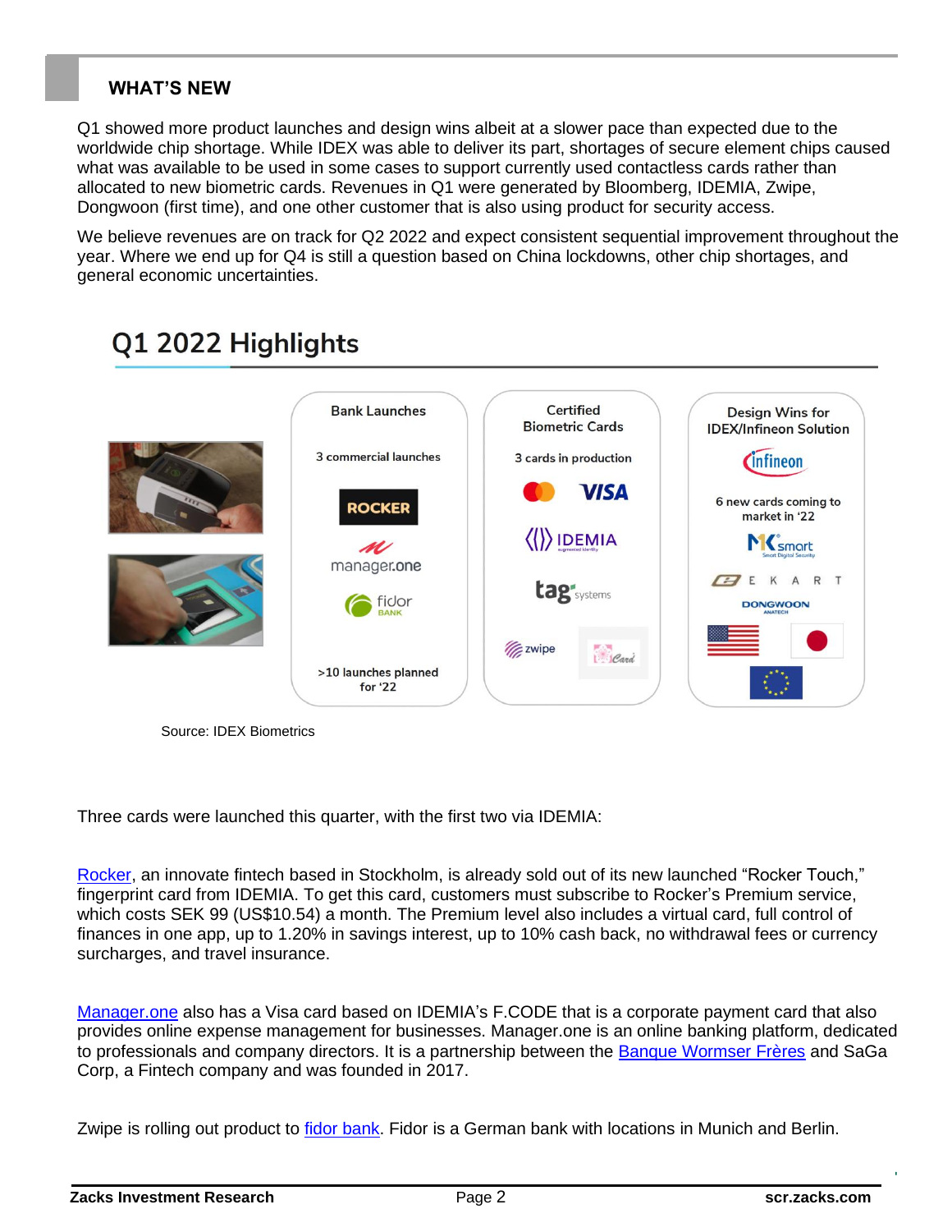## WHAT'S NEW

Q1 showed more product launches and design wins albeit at a slower pace than expected due to the worldwide chip shortage. While IDEX was able to deliver its part, shortages of secure element chips caused what was available to be used in some cases to support currently used contactless cards rather than allocated to new biometric cards. Revenues in Q1 were generated by Bloomberg, IDEMIA, Zwipe, Dongwoon (first time), and one other customer that is also using product for security access.

We believe revenues are on track for Q2 2022 and expect consistent sequential improvement throughout the year. Where we end up for Q4 is still a question based on China lockdowns, other chip shortages, and general economic uncertainties.

### Q1 2022 Highlights

| Bank Launches | Certified Biometric Cards | Design Wins for IDEX/Infineon Solution |
|---|---|---|
| 3 commercial launches | 3 cards in production | Infineon |
| ROCKER | Mastercard, VISA | 6 new cards coming to market in '22 |
| manager.one | IDEMIA | MK smart |
| fidor BANK | tag systems | EKART |
| >10 launches planned for '22 | zwipe, iCard | DONGWOON ANATECH |

Source: IDEX Biometrics

Three cards were launched this quarter, with the first two via IDEMIA:

Rocker, an innovate fintech based in Stockholm, is already sold out of its new launched "Rocker Touch," fingerprint card from IDEMIA. To get this card, customers must subscribe to Rocker's Premium service, which costs SEK 99 (US$10.54) a month. The Premium level also includes a virtual card, full control of finances in one app, up to 1.20% in savings interest, up to 10% cash back, no withdrawal fees or currency surcharges, and travel insurance.

Manager.one also has a Visa card based on IDEMIA's F.CODE that is a corporate payment card that also provides online expense management for businesses. Manager.one is an online banking platform, dedicated to professionals and company directors. It is a partnership between the Banque Wormser Frères and SaGa Corp, a Fintech company and was founded in 2017.

Zwipe is rolling out product to fidor bank. Fidor is a German bank with locations in Munich and Berlin.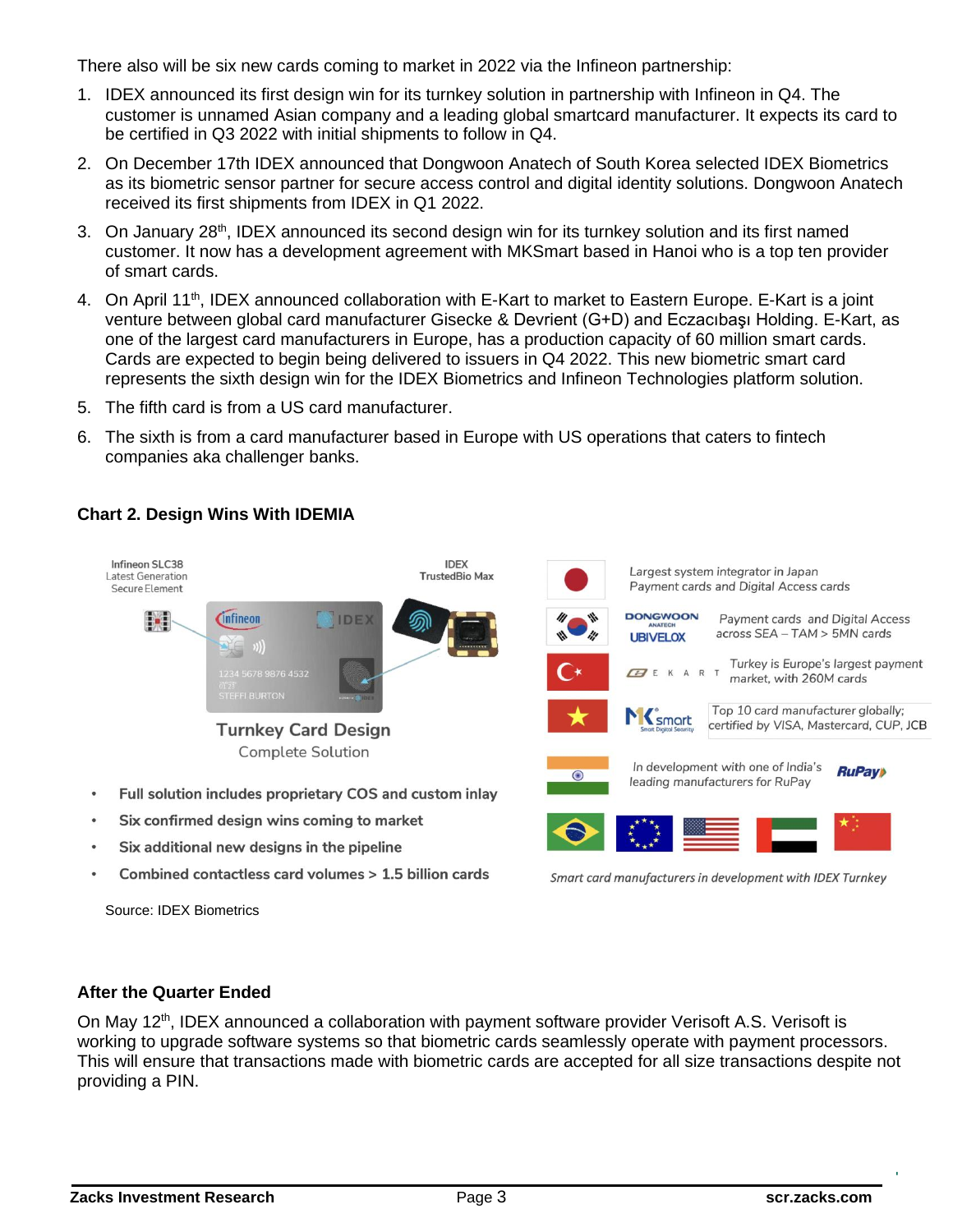There also will be six new cards coming to market in 2022 via the Infineon partnership:

1. IDEX announced its first design win for its turnkey solution in partnership with Infineon in Q4. The customer is unnamed Asian company and a leading global smartcard manufacturer. It expects its card to be certified in Q3 2022 with initial shipments to follow in Q4.
2. On December 17th IDEX announced that Dongwoon Anatech of South Korea selected IDEX Biometrics as its biometric sensor partner for secure access control and digital identity solutions. Dongwoon Anatech received its first shipments from IDEX in Q1 2022.
3. On January 28th, IDEX announced its second design win for its turnkey solution and its first named customer. It now has a development agreement with MKSmart based in Hanoi who is a top ten provider of smart cards.
4. On April 11th, IDEX announced collaboration with E-Kart to market to Eastern Europe. E-Kart is a joint venture between global card manufacturer Gisecke & Devrient (G+D) and Eczacıbaşı Holding. E-Kart, as one of the largest card manufacturers in Europe, has a production capacity of 60 million smart cards. Cards are expected to begin being delivered to issuers in Q4 2022. This new biometric smart card represents the sixth design win for the IDEX Biometrics and Infineon Technologies platform solution.
5. The fifth card is from a US card manufacturer.
6. The sixth is from a card manufacturer based in Europe with US operations that caters to fintech companies aka challenger banks.

**Chart 2. Design Wins With IDEMIA**

Infineon SLC38 Latest Generation Secure Element

IDEX TrustedBio Max

Turnkey Card Design

Complete Solution

- Full solution includes proprietary COS and custom inlay
- Six confirmed design wins coming to market
- Six additional new designs in the pipeline
- Combined contactless card volumes > 1.5 billion cards

Largest system integrator in Japan Payment cards and Digital Access cards

DONGWOON ANATECH / UBIVELOX — Payment cards and Digital Access across SEA – TAM > 5MN cards

EKART — Turkey is Europe's largest payment market, with 260M cards

MKsmart — Top 10 card manufacturer globally; certified by VISA, Mastercard, CUP, JCB

In development with one of India's leading manufacturers for RuPay

*Smart card manufacturers in development with IDEX Turnkey*

Source: IDEX Biometrics

**After the Quarter Ended**

On May 12th, IDEX announced a collaboration with payment software provider Verisoft A.S. Verisoft is working to upgrade software systems so that biometric cards seamlessly operate with payment processors. This will ensure that transactions made with biometric cards are accepted for all size transactions despite not providing a PIN.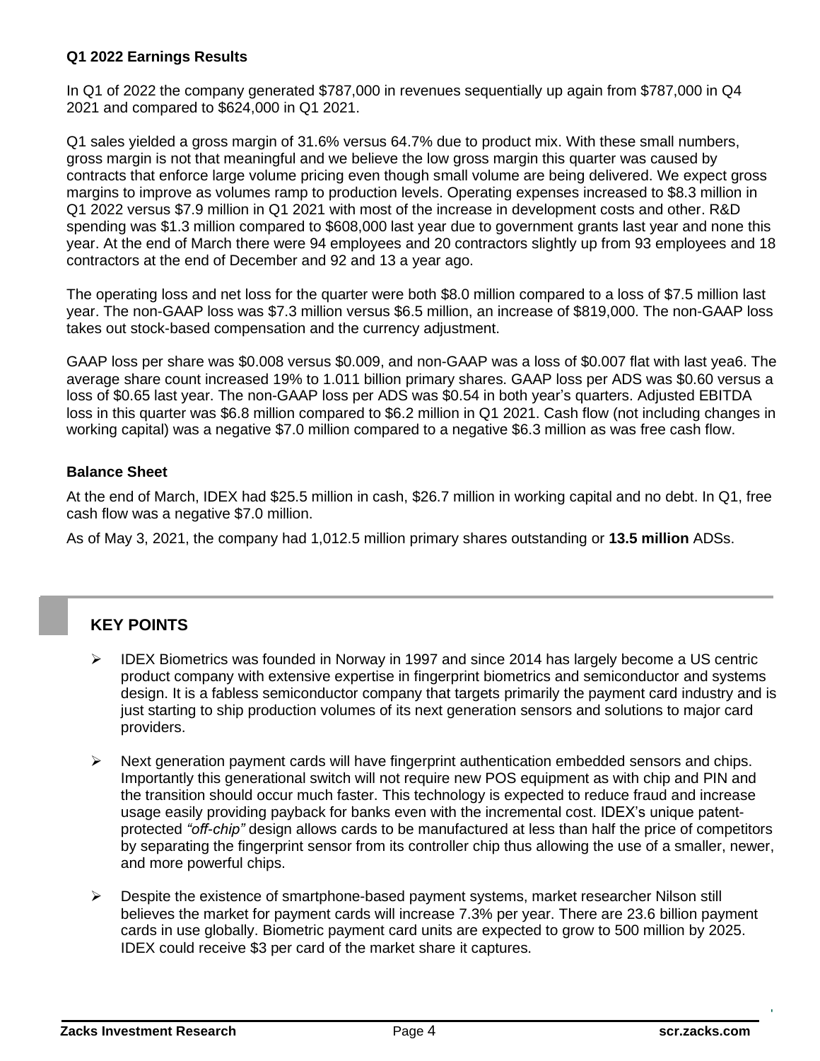### Q1 2022 Earnings Results

In Q1 of 2022 the company generated $787,000 in revenues sequentially up again from $787,000 in Q4 2021 and compared to $624,000 in Q1 2021.

Q1 sales yielded a gross margin of 31.6% versus 64.7% due to product mix. With these small numbers, gross margin is not that meaningful and we believe the low gross margin this quarter was caused by contracts that enforce large volume pricing even though small volume are being delivered. We expect gross margins to improve as volumes ramp to production levels. Operating expenses increased to $8.3 million in Q1 2022 versus $7.9 million in Q1 2021 with most of the increase in development costs and other. R&D spending was $1.3 million compared to $608,000 last year due to government grants last year and none this year. At the end of March there were 94 employees and 20 contractors slightly up from 93 employees and 18 contractors at the end of December and 92 and 13 a year ago.

The operating loss and net loss for the quarter were both $8.0 million compared to a loss of $7.5 million last year. The non-GAAP loss was $7.3 million versus $6.5 million, an increase of $819,000. The non-GAAP loss takes out stock-based compensation and the currency adjustment.

GAAP loss per share was $0.008 versus $0.009, and non-GAAP was a loss of $0.007 flat with last yea6. The average share count increased 19% to 1.011 billion primary shares. GAAP loss per ADS was $0.60 versus a loss of $0.65 last year. The non-GAAP loss per ADS was $0.54 in both year's quarters. Adjusted EBITDA loss in this quarter was $6.8 million compared to $6.2 million in Q1 2021. Cash flow (not including changes in working capital) was a negative $7.0 million compared to a negative $6.3 million as was free cash flow.

### Balance Sheet

At the end of March, IDEX had $25.5 million in cash, $26.7 million in working capital and no debt. In Q1, free cash flow was a negative $7.0 million.

As of May 3, 2021, the company had 1,012.5 million primary shares outstanding or **13.5 million** ADSs.

## KEY POINTS

- IDEX Biometrics was founded in Norway in 1997 and since 2014 has largely become a US centric product company with extensive expertise in fingerprint biometrics and semiconductor and systems design. It is a fabless semiconductor company that targets primarily the payment card industry and is just starting to ship production volumes of its next generation sensors and solutions to major card providers.
- Next generation payment cards will have fingerprint authentication embedded sensors and chips. Importantly this generational switch will not require new POS equipment as with chip and PIN and the transition should occur much faster. This technology is expected to reduce fraud and increase usage easily providing payback for banks even with the incremental cost. IDEX's unique patent-protected *"off-chip"* design allows cards to be manufactured at less than half the price of competitors by separating the fingerprint sensor from its controller chip thus allowing the use of a smaller, newer, and more powerful chips.
- Despite the existence of smartphone-based payment systems, market researcher Nilson still believes the market for payment cards will increase 7.3% per year. There are 23.6 billion payment cards in use globally. Biometric payment card units are expected to grow to 500 million by 2025. IDEX could receive $3 per card of the market share it captures.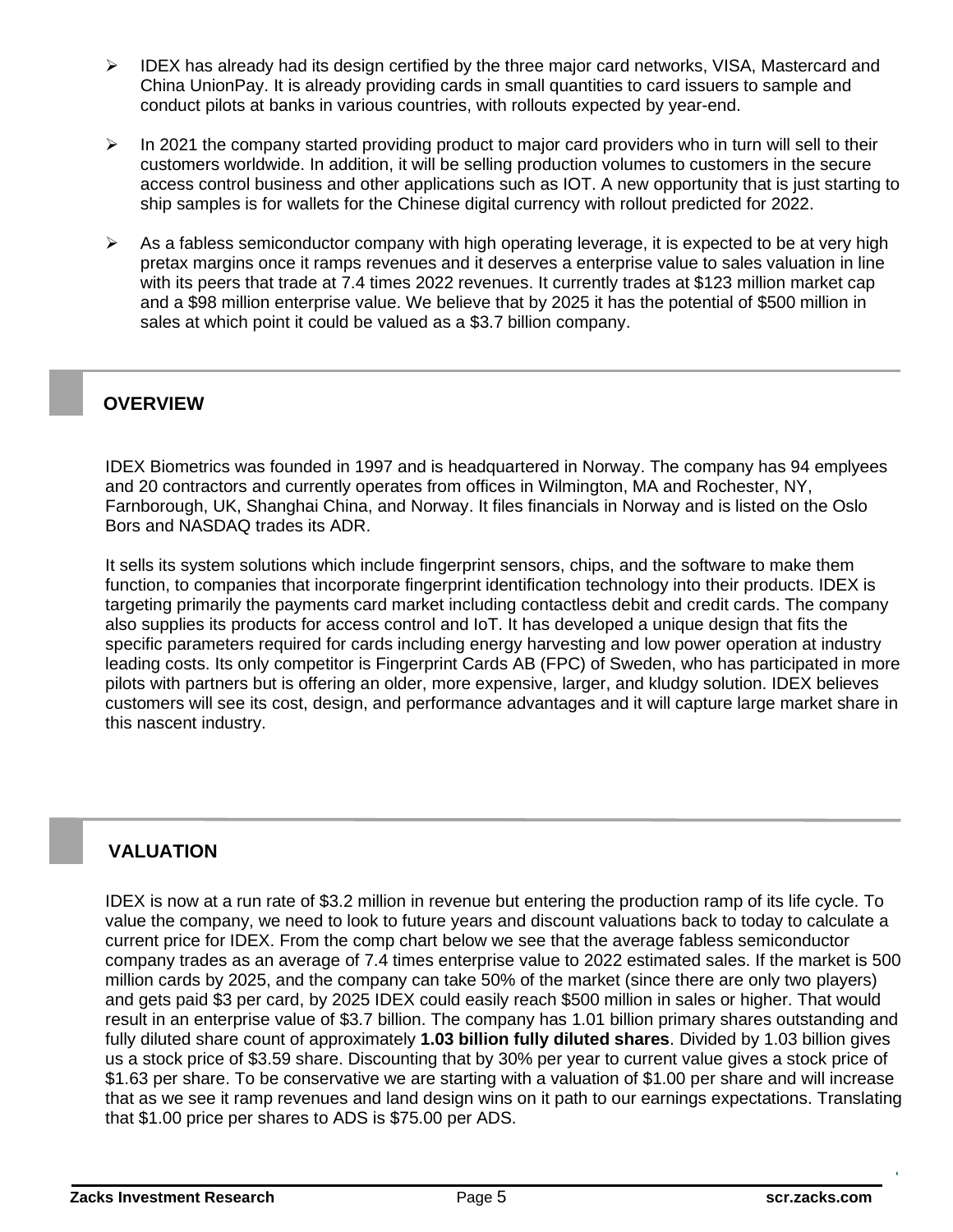- IDEX has already had its design certified by the three major card networks, VISA, Mastercard and China UnionPay. It is already providing cards in small quantities to card issuers to sample and conduct pilots at banks in various countries, with rollouts expected by year-end.

- In 2021 the company started providing product to major card providers who in turn will sell to their customers worldwide. In addition, it will be selling production volumes to customers in the secure access control business and other applications such as IOT. A new opportunity that is just starting to ship samples is for wallets for the Chinese digital currency with rollout predicted for 2022.

- As a fabless semiconductor company with high operating leverage, it is expected to be at very high pretax margins once it ramps revenues and it deserves a enterprise value to sales valuation in line with its peers that trade at 7.4 times 2022 revenues. It currently trades at $123 million market cap and a $98 million enterprise value. We believe that by 2025 it has the potential of $500 million in sales at which point it could be valued as a $3.7 billion company.

## OVERVIEW

IDEX Biometrics was founded in 1997 and is headquartered in Norway. The company has 94 emplyees and 20 contractors and currently operates from offices in Wilmington, MA and Rochester, NY, Farnborough, UK, Shanghai China, and Norway. It files financials in Norway and is listed on the Oslo Bors and NASDAQ trades its ADR.

It sells its system solutions which include fingerprint sensors, chips, and the software to make them function, to companies that incorporate fingerprint identification technology into their products. IDEX is targeting primarily the payments card market including contactless debit and credit cards. The company also supplies its products for access control and IoT. It has developed a unique design that fits the specific parameters required for cards including energy harvesting and low power operation at industry leading costs. Its only competitor is Fingerprint Cards AB (FPC) of Sweden, who has participated in more pilots with partners but is offering an older, more expensive, larger, and kludgy solution. IDEX believes customers will see its cost, design, and performance advantages and it will capture large market share in this nascent industry.

## VALUATION

IDEX is now at a run rate of $3.2 million in revenue but entering the production ramp of its life cycle. To value the company, we need to look to future years and discount valuations back to today to calculate a current price for IDEX. From the comp chart below we see that the average fabless semiconductor company trades as an average of 7.4 times enterprise value to 2022 estimated sales. If the market is 500 million cards by 2025, and the company can take 50% of the market (since there are only two players) and gets paid $3 per card, by 2025 IDEX could easily reach $500 million in sales or higher. That would result in an enterprise value of $3.7 billion. The company has 1.01 billion primary shares outstanding and fully diluted share count of approximately **1.03 billion fully diluted shares**. Divided by 1.03 billion gives us a stock price of $3.59 share. Discounting that by 30% per year to current value gives a stock price of $1.63 per share. To be conservative we are starting with a valuation of $1.00 per share and will increase that as we see it ramp revenues and land design wins on it path to our earnings expectations. Translating that $1.00 price per shares to ADS is $75.00 per ADS.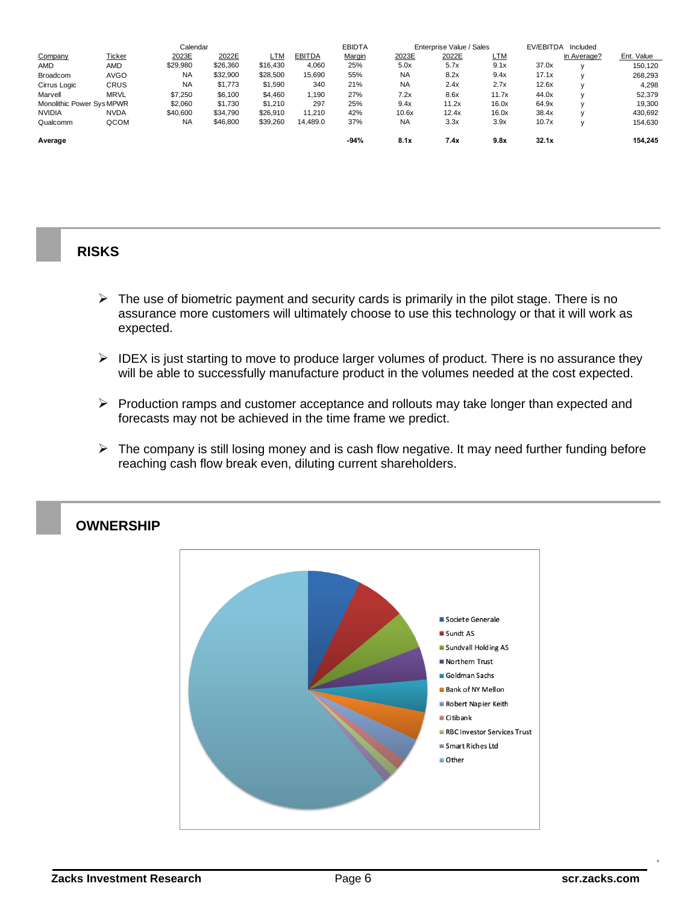| Company | Ticker | Calendar 2023E | 2022E | LTM | EBITDA | EBIDTA Margin | Enterprise Value / Sales 2023E | 2022E | LTM | EV/EBITDA | Included in Average? | Ent. Value |
|---|---|---|---|---|---|---|---|---|---|---|---|---|
| AMD | AMD | $29,980 | $26,360 | $16,430 | 4,060 | 25% | 5.0x | 5.7x | 9.1x | 37.0x | y | 150,120 |
| Broadcom | AVGO | NA | $32,900 | $28,500 | 15,690 | 55% | NA | 8.2x | 9.4x | 17.1x | y | 268,293 |
| Cirrus Logic | CRUS | NA | $1,773 | $1,590 | 340 | 21% | NA | 2.4x | 2.7x | 12.6x | y | 4,298 |
| Marvell | MRVL | $7,250 | $6,100 | $4,460 | 1,190 | 27% | 7.2x | 8.6x | 11.7x | 44.0x | y | 52,379 |
| Monolithic Power Sys | MPWR | $2,060 | $1,730 | $1,210 | 297 | 25% | 9.4x | 11.2x | 16.0x | 64.9x | y | 19,300 |
| NVIDIA | NVDA | $40,600 | $34,790 | $26,910 | 11,210 | 42% | 10.6x | 12.4x | 16.0x | 38.4x | y | 430,692 |
| Qualcomm | QCOM | NA | $46,800 | $39,260 | 14,489.0 | 37% | NA | 3.3x | 3.9x | 10.7x | y | 154,630 |
| **Average** | | | | | | **-94%** | **8.1x** | **7.4x** | **9.8x** | **32.1x** | | **154,245** |

## RISKS

- The use of biometric payment and security cards is primarily in the pilot stage. There is no assurance more customers will ultimately choose to use this technology or that it will work as expected.
- IDEX is just starting to move to produce larger volumes of product. There is no assurance they will be able to successfully manufacture product in the volumes needed at the cost expected.
- Production ramps and customer acceptance and rollouts may take longer than expected and forecasts may not be achieved in the time frame we predict.
- The company is still losing money and is cash flow negative. It may need further funding before reaching cash flow break even, diluting current shareholders.

## OWNERSHIP

- Societe Generale
- Sundt AS
- Sundvall Holding AS
- Northern Trust
- Goldman Sachs
- Bank of NY Mellon
- Robert Napier Keith
- Citibank
- RBC Investor Services Trust
- Smart Riches Ltd
- Other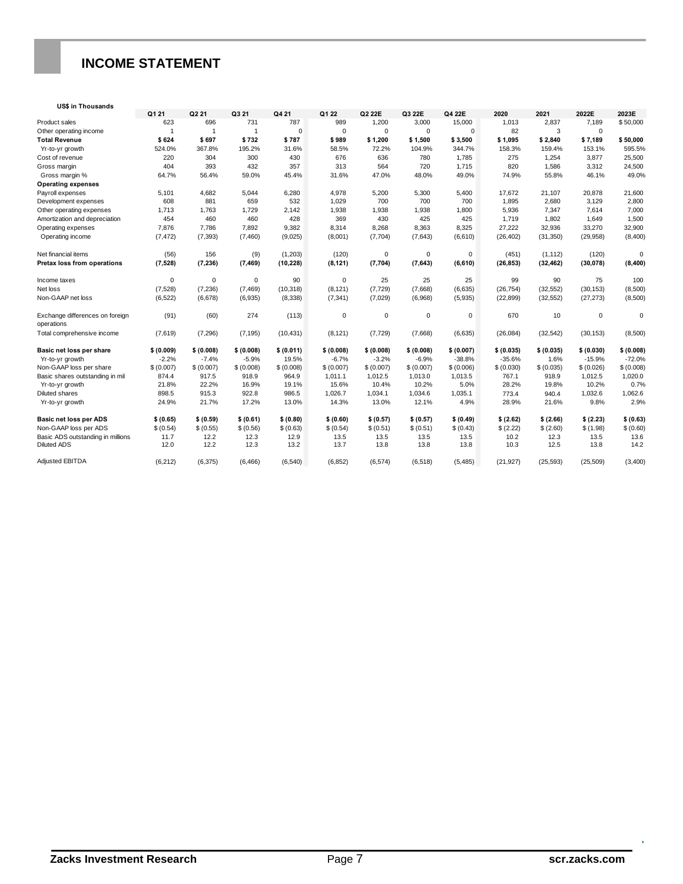## INCOME STATEMENT

| US$ in Thousands | Q1 21 | Q2 21 | Q3 21 | Q4 21 | Q1 22 | Q2 22E | Q3 22E | Q4 22E | 2020 | 2021 | 2022E | 2023E |
|---|---|---|---|---|---|---|---|---|---|---|---|---|
| Product sales | 623 | 696 | 731 | 787 | 989 | 1,200 | 3,000 | 15,000 | 1,013 | 2,837 | 7,189 | $ 50,000 |
| Other operating income | 1 | 1 | 1 | 0 | 0 | 0 | 0 | 0 | 82 | 3 | 0 | |
| **Total Revenue** | **$ 624** | **$ 697** | **$ 732** | **$ 787** | **$ 989** | **$ 1,200** | **$ 1,500** | **$ 3,500** | **$ 1,095** | **$ 2,840** | **$ 7,189** | **$ 50,000** |
| Yr-to-yr growth | 524.0% | 367.8% | 195.2% | 31.6% | 58.5% | 72.2% | 104.9% | 344.7% | 158.3% | 159.4% | 153.1% | 595.5% |
| Cost of revenue | 220 | 304 | 300 | 430 | 676 | 636 | 780 | 1,785 | 275 | 1,254 | 3,877 | 25,500 |
| Gross margin | 404 | 393 | 432 | 357 | 313 | 564 | 720 | 1,715 | 820 | 1,586 | 3,312 | 24,500 |
| Gross margin % | 64.7% | 56.4% | 59.0% | 45.4% | 31.6% | 47.0% | 48.0% | 49.0% | 74.9% | 55.8% | 46.1% | 49.0% |
| **Operating expenses** | | | | | | | | | | | | |
| Payroll expenses | 5,101 | 4,682 | 5,044 | 6,280 | 4,978 | 5,200 | 5,300 | 5,400 | 17,672 | 21,107 | 20,878 | 21,600 |
| Development expenses | 608 | 881 | 659 | 532 | 1,029 | 700 | 700 | 700 | 1,895 | 2,680 | 3,129 | 2,800 |
| Other operating expenses | 1,713 | 1,763 | 1,729 | 2,142 | 1,938 | 1,938 | 1,938 | 1,800 | 5,936 | 7,347 | 7,614 | 7,000 |
| Amortization and depreciation | 454 | 460 | 460 | 428 | 369 | 430 | 425 | 425 | 1,719 | 1,802 | 1,649 | 1,500 |
| Operating expenses | 7,876 | 7,786 | 7,892 | 9,382 | 8,314 | 8,268 | 8,363 | 8,325 | 27,222 | 32,936 | 33,270 | 32,900 |
| Operating income | (7,472) | (7,393) | (7,460) | (9,025) | (8,001) | (7,704) | (7,643) | (6,610) | (26,402) | (31,350) | (29,958) | (8,400) |
| Net financial items | (56) | 156 | (9) | (1,203) | (120) | 0 | 0 | 0 | (451) | (1,112) | (120) | 0 |
| **Pretax loss from operations** | **(7,528)** | **(7,236)** | **(7,469)** | **(10,228)** | **(8,121)** | **(7,704)** | **(7,643)** | **(6,610)** | **(26,853)** | **(32,462)** | **(30,078)** | **(8,400)** |
| Income taxes | 0 | 0 | 0 | 90 | 0 | 25 | 25 | 25 | 99 | 90 | 75 | 100 |
| Net loss | (7,528) | (7,236) | (7,469) | (10,318) | (8,121) | (7,729) | (7,668) | (6,635) | (26,754) | (32,552) | (30,153) | (8,500) |
| Non-GAAP net loss | (6,522) | (6,678) | (6,935) | (8,338) | (7,341) | (7,029) | (6,968) | (5,935) | (22,899) | (32,552) | (27,273) | (8,500) |
| Exchange differences on foreign operations | (91) | (60) | 274 | (113) | 0 | 0 | 0 | 0 | 670 | 10 | 0 | 0 |
| Total comprehensive income | (7,619) | (7,296) | (7,195) | (10,431) | (8,121) | (7,729) | (7,668) | (6,635) | (26,084) | (32,542) | (30,153) | (8,500) |
| **Basic net loss per share** | **$ (0.009)** | **$ (0.008)** | **$ (0.008)** | **$ (0.011)** | **$ (0.008)** | **$ (0.008)** | **$ (0.008)** | **$ (0.007)** | **$ (0.035)** | **$ (0.035)** | **$ (0.030)** | **$ (0.008)** |
| Yr-to-yr growth | -2.2% | -7.4% | -5.9% | 19.5% | -6.7% | -3.2% | -6.9% | -38.8% | -35.6% | 1.6% | -15.9% | -72.0% |
| Non-GAAP loss per share | $ (0.007) | $ (0.007) | $ (0.008) | $ (0.008) | $ (0.007) | $ (0.007) | $ (0.007) | $ (0.006) | $ (0.030) | $ (0.035) | $ (0.026) | $ (0.008) |
| Basic shares outstanding in mil | 874.4 | 917.5 | 918.9 | 964.9 | 1,011.1 | 1,012.5 | 1,013.0 | 1,013.5 | 767.1 | 918.9 | 1,012.5 | 1,020.0 |
| Yr-to-yr growth | 21.8% | 22.2% | 16.9% | 19.1% | 15.6% | 10.4% | 10.2% | 5.0% | 28.2% | 19.8% | 10.2% | 0.7% |
| Diluted shares | 898.5 | 915.3 | 922.8 | 986.5 | 1,026.7 | 1,034.1 | 1,034.6 | 1,035.1 | 773.4 | 940.4 | 1,032.6 | 1,062.6 |
| Yr-to-yr growth | 24.9% | 21.7% | 17.2% | 13.0% | 14.3% | 13.0% | 12.1% | 4.9% | 28.9% | 21.6% | 9.8% | 2.9% |
| **Basic net loss per ADS** | **$ (0.65)** | **$ (0.59)** | **$ (0.61)** | **$ (0.80)** | **$ (0.60)** | **$ (0.57)** | **$ (0.57)** | **$ (0.49)** | **$ (2.62)** | **$ (2.66)** | **$ (2.23)** | **$ (0.63)** |
| Non-GAAP loss per ADS | $ (0.54) | $ (0.55) | $ (0.56) | $ (0.63) | $ (0.54) | $ (0.51) | $ (0.51) | $ (0.43) | $ (2.22) | $ (2.60) | $ (1.98) | $ (0.60) |
| Basic ADS outstanding in millions | 11.7 | 12.2 | 12.3 | 12.9 | 13.5 | 13.5 | 13.5 | 13.5 | 10.2 | 12.3 | 13.5 | 13.6 |
| Diluted ADS | 12.0 | 12.2 | 12.3 | 13.2 | 13.7 | 13.8 | 13.8 | 13.8 | 10.3 | 12.5 | 13.8 | 14.2 |
| Adjusted EBITDA | (6,212) | (6,375) | (6,466) | (6,540) | (6,852) | (6,574) | (6,518) | (5,485) | (21,927) | (25,593) | (25,509) | (3,400) |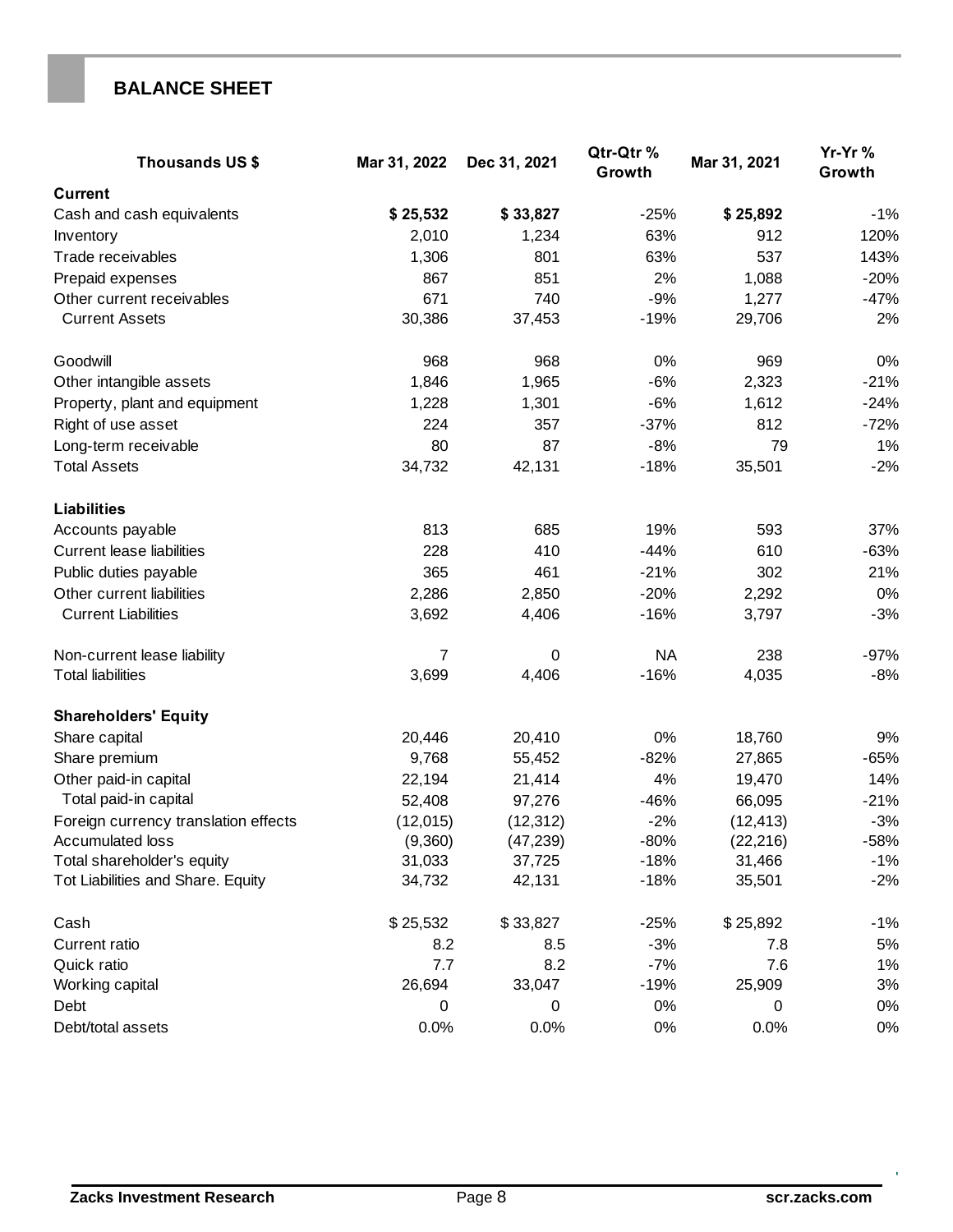## BALANCE SHEET

| Thousands US $ | Mar 31, 2022 | Dec 31, 2021 | Qtr-Qtr % Growth | Mar 31, 2021 | Yr-Yr % Growth |
|---|---|---|---|---|---|
| **Current** | | | | | |
| Cash and cash equivalents | **$ 25,532** | **$ 33,827** | -25% | **$ 25,892** | -1% |
| Inventory | 2,010 | 1,234 | 63% | 912 | 120% |
| Trade receivables | 1,306 | 801 | 63% | 537 | 143% |
| Prepaid expenses | 867 | 851 | 2% | 1,088 | -20% |
| Other current receivables | 671 | 740 | -9% | 1,277 | -47% |
| Current Assets | 30,386 | 37,453 | -19% | 29,706 | 2% |
| | | | | | |
| Goodwill | 968 | 968 | 0% | 969 | 0% |
| Other intangible assets | 1,846 | 1,965 | -6% | 2,323 | -21% |
| Property, plant and equipment | 1,228 | 1,301 | -6% | 1,612 | -24% |
| Right of use asset | 224 | 357 | -37% | 812 | -72% |
| Long-term receivable | 80 | 87 | -8% | 79 | 1% |
| Total Assets | 34,732 | 42,131 | -18% | 35,501 | -2% |
| | | | | | |
| **Liabilities** | | | | | |
| Accounts payable | 813 | 685 | 19% | 593 | 37% |
| Current lease liabilities | 228 | 410 | -44% | 610 | -63% |
| Public duties payable | 365 | 461 | -21% | 302 | 21% |
| Other current liabilities | 2,286 | 2,850 | -20% | 2,292 | 0% |
| Current Liabilities | 3,692 | 4,406 | -16% | 3,797 | -3% |
| | | | | | |
| Non-current lease liability | 7 | 0 | NA | 238 | -97% |
| Total liabilities | 3,699 | 4,406 | -16% | 4,035 | -8% |
| | | | | | |
| **Shareholders' Equity** | | | | | |
| Share capital | 20,446 | 20,410 | 0% | 18,760 | 9% |
| Share premium | 9,768 | 55,452 | -82% | 27,865 | -65% |
| Other paid-in capital | 22,194 | 21,414 | 4% | 19,470 | 14% |
| Total paid-in capital | 52,408 | 97,276 | -46% | 66,095 | -21% |
| Foreign currency translation effects | (12,015) | (12,312) | -2% | (12,413) | -3% |
| Accumulated loss | (9,360) | (47,239) | -80% | (22,216) | -58% |
| Total shareholder's equity | 31,033 | 37,725 | -18% | 31,466 | -1% |
| Tot Liabilities and Share. Equity | 34,732 | 42,131 | -18% | 35,501 | -2% |
| | | | | | |
| Cash | $ 25,532 | $ 33,827 | -25% | $ 25,892 | -1% |
| Current ratio | 8.2 | 8.5 | -3% | 7.8 | 5% |
| Quick ratio | 7.7 | 8.2 | -7% | 7.6 | 1% |
| Working capital | 26,694 | 33,047 | -19% | 25,909 | 3% |
| Debt | 0 | 0 | 0% | 0 | 0% |
| Debt/total assets | 0.0% | 0.0% | 0% | 0.0% | 0% |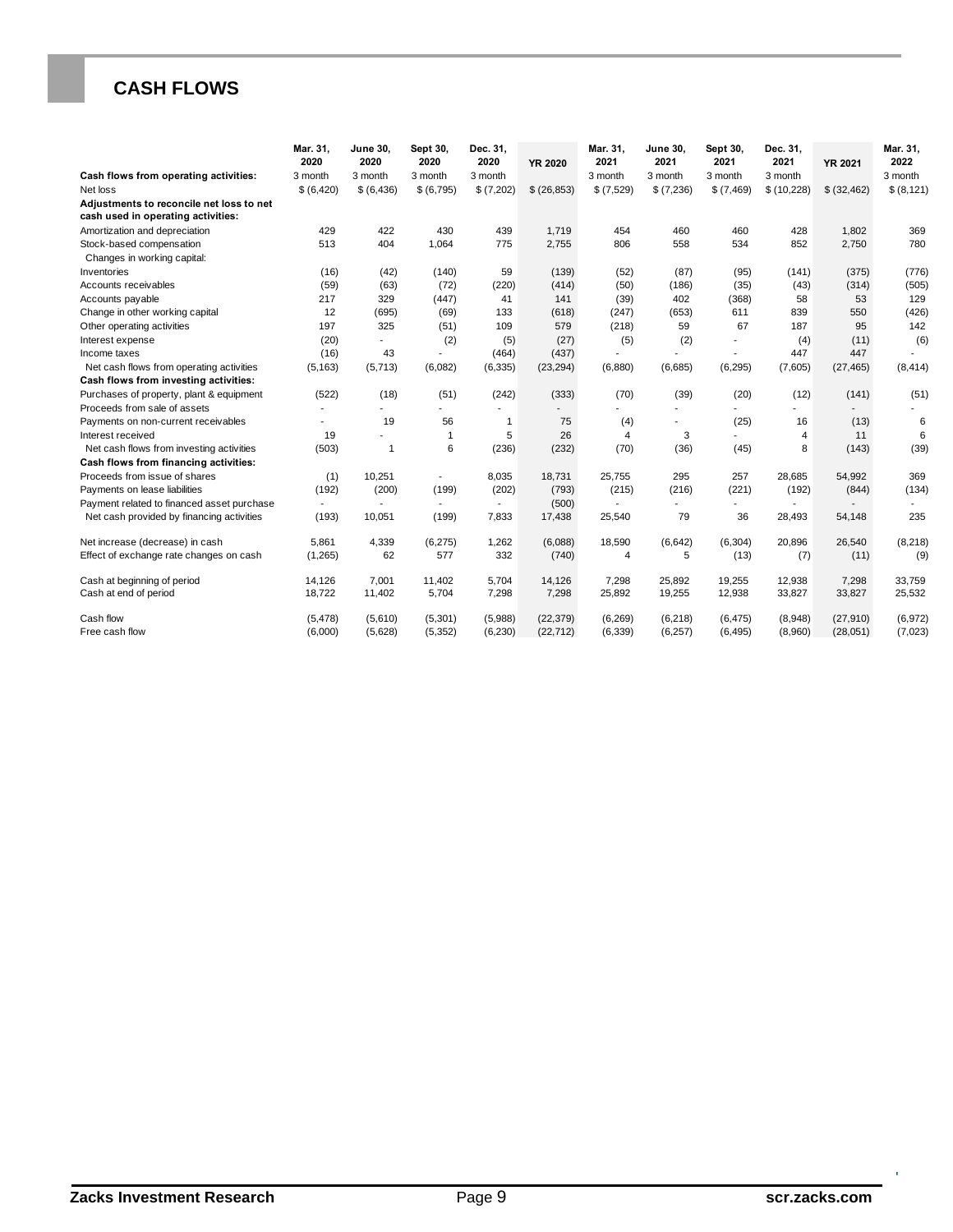# CASH FLOWS

| | Mar. 31, 2020 | June 30, 2020 | Sept 30, 2020 | Dec. 31, 2020 | YR 2020 | Mar. 31, 2021 | June 30, 2021 | Sept 30, 2021 | Dec. 31, 2021 | YR 2021 | Mar. 31, 2022 |
|---|---|---|---|---|---|---|---|---|---|---|---|
| **Cash flows from operating activities:** | 3 month | 3 month | 3 month | 3 month | | 3 month | 3 month | 3 month | 3 month | | 3 month |
| Net loss | $ (6,420) | $ (6,436) | $ (6,795) | $ (7,202) | $ (26,853) | $ (7,529) | $ (7,236) | $ (7,469) | $ (10,228) | $ (32,462) | $ (8,121) |
| **Adjustments to reconcile net loss to net cash used in operating activities:** | | | | | | | | | | | |
| Amortization and depreciation | 429 | 422 | 430 | 439 | 1,719 | 454 | 460 | 460 | 428 | 1,802 | 369 |
| Stock-based compensation | 513 | 404 | 1,064 | 775 | 2,755 | 806 | 558 | 534 | 852 | 2,750 | 780 |
| Changes in working capital: | | | | | | | | | | | |
| Inventories | (16) | (42) | (140) | 59 | (139) | (52) | (87) | (95) | (141) | (375) | (776) |
| Accounts receivables | (59) | (63) | (72) | (220) | (414) | (50) | (186) | (35) | (43) | (314) | (505) |
| Accounts payable | 217 | 329 | (447) | 41 | 141 | (39) | 402 | (368) | 58 | 53 | 129 |
| Change in other working capital | 12 | (695) | (69) | 133 | (618) | (247) | (653) | 611 | 839 | 550 | (426) |
| Other operating activities | 197 | 325 | (51) | 109 | 579 | (218) | 59 | 67 | 187 | 95 | 142 |
| Interest expense | (20) | - | (2) | (5) | (27) | (5) | (2) | - | (4) | (11) | (6) |
| Income taxes | (16) | 43 | - | (464) | (437) | - | - | - | 447 | 447 | - |
| Net cash flows from operating activities | (5,163) | (5,713) | (6,082) | (6,335) | (23,294) | (6,880) | (6,685) | (6,295) | (7,605) | (27,465) | (8,414) |
| **Cash flows from investing activities:** | | | | | | | | | | | |
| Purchases of property, plant & equipment | (522) | (18) | (51) | (242) | (333) | (70) | (39) | (20) | (12) | (141) | (51) |
| Proceeds from sale of assets | - | - | - | - | - | - | - | - | - | - | - |
| Payments on non-current receivables | - | 19 | 56 | 1 | 75 | (4) | - | (25) | 16 | (13) | 6 |
| Interest received | 19 | - | 1 | 5 | 26 | 4 | 3 | - | 4 | 11 | 6 |
| Net cash flows from investing activities | (503) | 1 | 6 | (236) | (232) | (70) | (36) | (45) | 8 | (143) | (39) |
| **Cash flows from financing activities:** | | | | | | | | | | | |
| Proceeds from issue of shares | (1) | 10,251 | - | 8,035 | 18,731 | 25,755 | 295 | 257 | 28,685 | 54,992 | 369 |
| Payments on lease liabilities | (192) | (200) | (199) | (202) | (793) | (215) | (216) | (221) | (192) | (844) | (134) |
| Payment related to financed asset purchase | - | - | - | - | (500) | - | - | - | - | - | - |
| Net cash provided by financing activities | (193) | 10,051 | (199) | 7,833 | 17,438 | 25,540 | 79 | 36 | 28,493 | 54,148 | 235 |
| Net increase (decrease) in cash | 5,861 | 4,339 | (6,275) | 1,262 | (6,088) | 18,590 | (6,642) | (6,304) | 20,896 | 26,540 | (8,218) |
| Effect of exchange rate changes on cash | (1,265) | 62 | 577 | 332 | (740) | 4 | 5 | (13) | (7) | (11) | (9) |
| Cash at beginning of period | 14,126 | 7,001 | 11,402 | 5,704 | 14,126 | 7,298 | 25,892 | 19,255 | 12,938 | 7,298 | 33,759 |
| Cash at end of period | 18,722 | 11,402 | 5,704 | 7,298 | 7,298 | 25,892 | 19,255 | 12,938 | 33,827 | 33,827 | 25,532 |
| Cash flow | (5,478) | (5,610) | (5,301) | (5,988) | (22,379) | (6,269) | (6,218) | (6,475) | (8,948) | (27,910) | (6,972) |
| Free cash flow | (6,000) | (5,628) | (5,352) | (6,230) | (22,712) | (6,339) | (6,257) | (6,495) | (8,960) | (28,051) | (7,023) |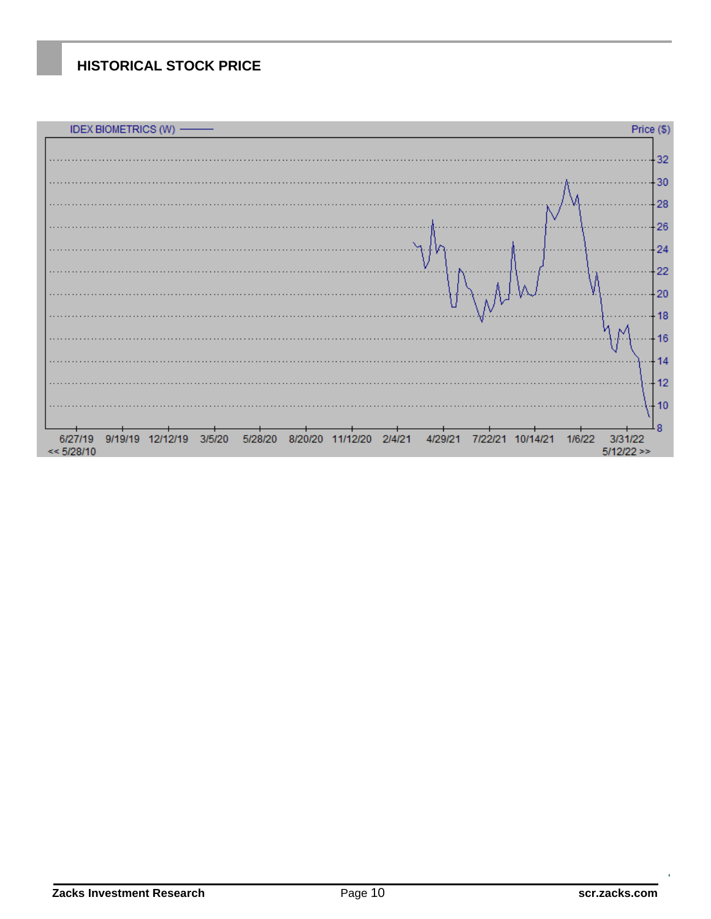## HISTORICAL STOCK PRICE

IDEX BIOMETRICS (W)

Price ($)

32
30
28
26
24
22
20
18
16
14
12
10
8

6/27/19 9/19/19 12/12/19 3/5/20 5/28/20 8/20/20 11/12/20 2/4/21 4/29/21 7/22/21 10/14/21 1/6/22 3/31/22

<< 5/28/10 5/12/22 >>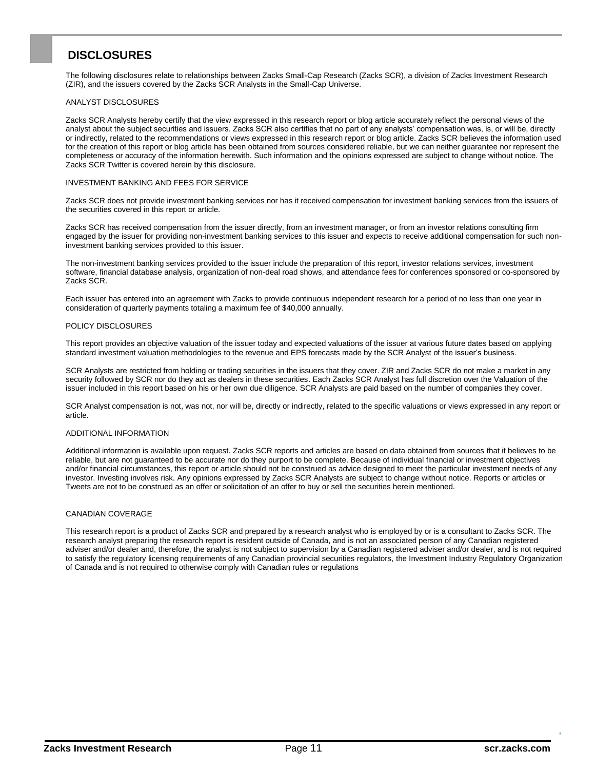# DISCLOSURES

The following disclosures relate to relationships between Zacks Small-Cap Research (Zacks SCR), a division of Zacks Investment Research (ZIR), and the issuers covered by the Zacks SCR Analysts in the Small-Cap Universe.

## ANALYST DISCLOSURES

Zacks SCR Analysts hereby certify that the view expressed in this research report or blog article accurately reflect the personal views of the analyst about the subject securities and issuers. Zacks SCR also certifies that no part of any analysts' compensation was, is, or will be, directly or indirectly, related to the recommendations or views expressed in this research report or blog article. Zacks SCR believes the information used for the creation of this report or blog article has been obtained from sources considered reliable, but we can neither guarantee nor represent the completeness or accuracy of the information herewith. Such information and the opinions expressed are subject to change without notice. The Zacks SCR Twitter is covered herein by this disclosure.

## INVESTMENT BANKING AND FEES FOR SERVICE

Zacks SCR does not provide investment banking services nor has it received compensation for investment banking services from the issuers of the securities covered in this report or article.

Zacks SCR has received compensation from the issuer directly, from an investment manager, or from an investor relations consulting firm engaged by the issuer for providing non-investment banking services to this issuer and expects to receive additional compensation for such non-investment banking services provided to this issuer.

The non-investment banking services provided to the issuer include the preparation of this report, investor relations services, investment software, financial database analysis, organization of non-deal road shows, and attendance fees for conferences sponsored or co-sponsored by Zacks SCR.

Each issuer has entered into an agreement with Zacks to provide continuous independent research for a period of no less than one year in consideration of quarterly payments totaling a maximum fee of $40,000 annually.

## POLICY DISCLOSURES

This report provides an objective valuation of the issuer today and expected valuations of the issuer at various future dates based on applying standard investment valuation methodologies to the revenue and EPS forecasts made by the SCR Analyst of the issuer's business.

SCR Analysts are restricted from holding or trading securities in the issuers that they cover. ZIR and Zacks SCR do not make a market in any security followed by SCR nor do they act as dealers in these securities. Each Zacks SCR Analyst has full discretion over the Valuation of the issuer included in this report based on his or her own due diligence. SCR Analysts are paid based on the number of companies they cover.

SCR Analyst compensation is not, was not, nor will be, directly or indirectly, related to the specific valuations or views expressed in any report or article.

## ADDITIONAL INFORMATION

Additional information is available upon request. Zacks SCR reports and articles are based on data obtained from sources that it believes to be reliable, but are not guaranteed to be accurate nor do they purport to be complete. Because of individual financial or investment objectives and/or financial circumstances, this report or article should not be construed as advice designed to meet the particular investment needs of any investor. Investing involves risk. Any opinions expressed by Zacks SCR Analysts are subject to change without notice. Reports or articles or Tweets are not to be construed as an offer or solicitation of an offer to buy or sell the securities herein mentioned.

## CANADIAN COVERAGE

This research report is a product of Zacks SCR and prepared by a research analyst who is employed by or is a consultant to Zacks SCR. The research analyst preparing the research report is resident outside of Canada, and is not an associated person of any Canadian registered adviser and/or dealer and, therefore, the analyst is not subject to supervision by a Canadian registered adviser and/or dealer, and is not required to satisfy the regulatory licensing requirements of any Canadian provincial securities regulators, the Investment Industry Regulatory Organization of Canada and is not required to otherwise comply with Canadian rules or regulations